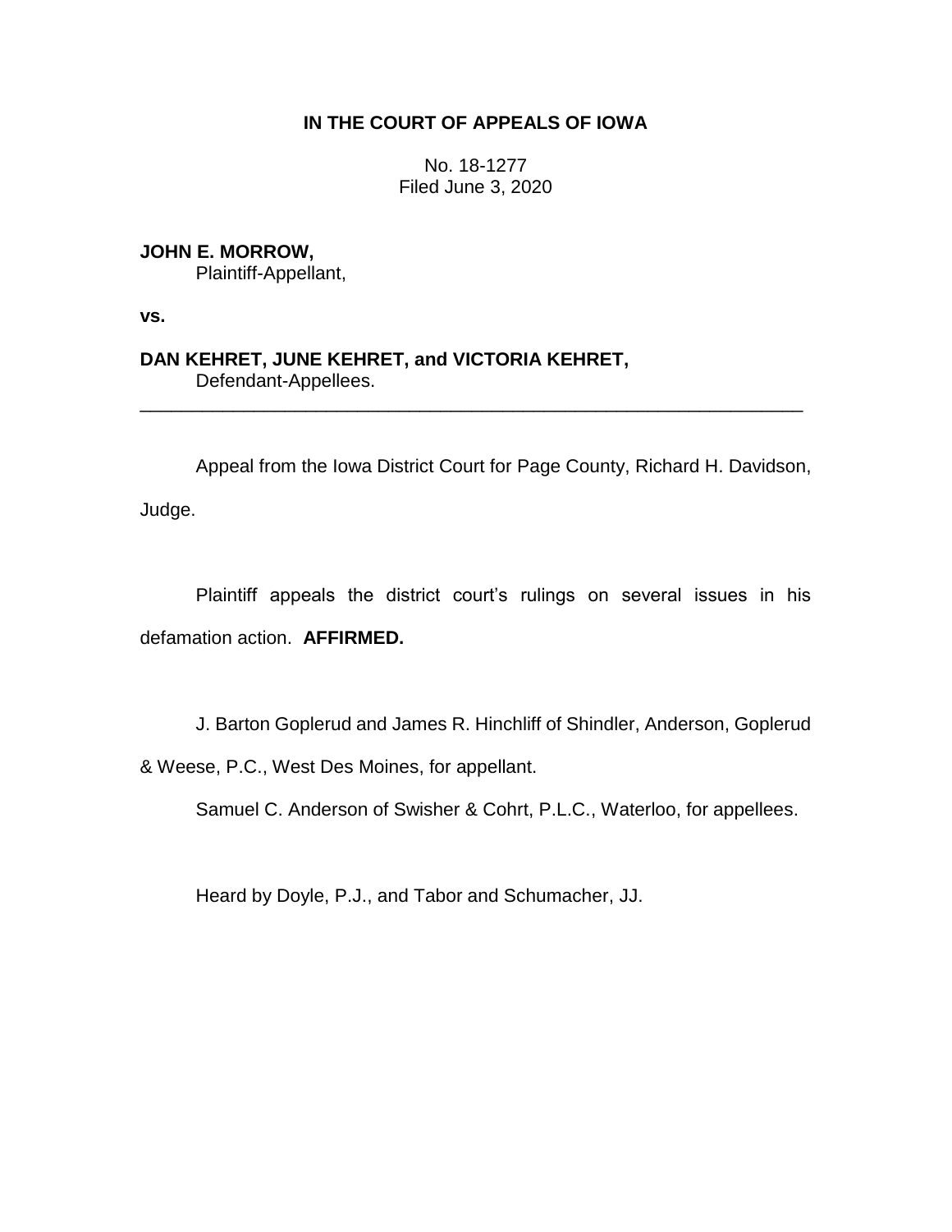**IN THE COURT OF APPEALS OF IOWA**

No. 18-1277
Filed June 3, 2020

**JOHN E. MORROW,**
Plaintiff-Appellant,

**vs.**

**DAN KEHRET, JUNE KEHRET, and VICTORIA KEHRET,**
Defendant-Appellees.

---

Appeal from the Iowa District Court for Page County, Richard H. Davidson, Judge.

Plaintiff appeals the district court's rulings on several issues in his defamation action. **AFFIRMED.**

J. Barton Goplerud and James R. Hinchliff of Shindler, Anderson, Goplerud & Weese, P.C., West Des Moines, for appellant.

Samuel C. Anderson of Swisher & Cohrt, P.L.C., Waterloo, for appellees.

Heard by Doyle, P.J., and Tabor and Schumacher, JJ.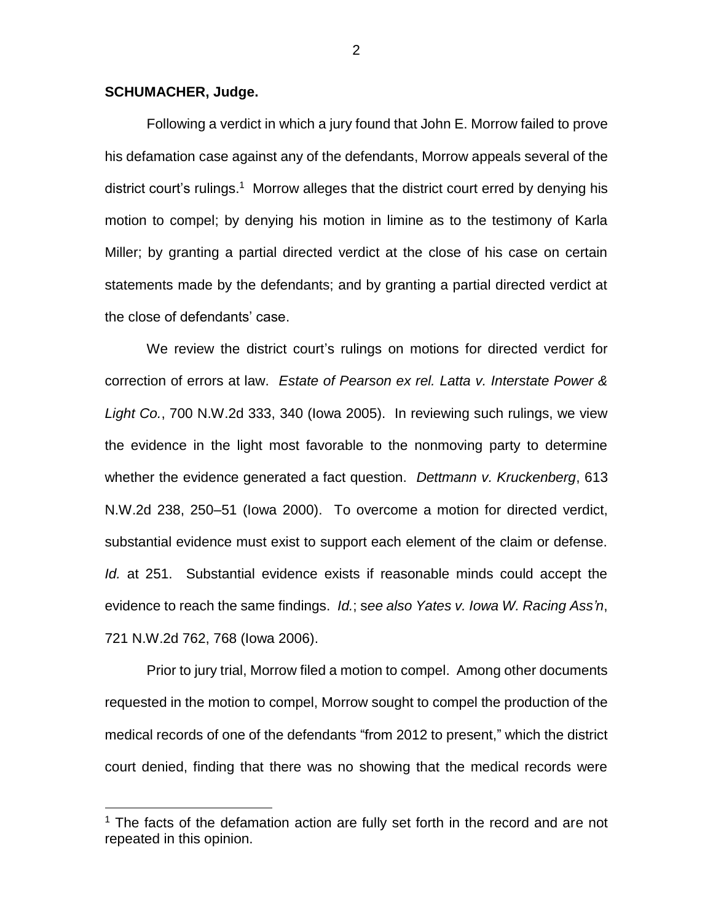**SCHUMACHER, Judge.**

Following a verdict in which a jury found that John E. Morrow failed to prove his defamation case against any of the defendants, Morrow appeals several of the district court's rulings.[1] Morrow alleges that the district court erred by denying his motion to compel; by denying his motion in limine as to the testimony of Karla Miller; by granting a partial directed verdict at the close of his case on certain statements made by the defendants; and by granting a partial directed verdict at the close of defendants' case.

We review the district court's rulings on motions for directed verdict for correction of errors at law. *Estate of Pearson ex rel. Latta v. Interstate Power & Light Co.*, 700 N.W.2d 333, 340 (Iowa 2005). In reviewing such rulings, we view the evidence in the light most favorable to the nonmoving party to determine whether the evidence generated a fact question. *Dettmann v. Kruckenberg*, 613 N.W.2d 238, 250–51 (Iowa 2000). To overcome a motion for directed verdict, substantial evidence must exist to support each element of the claim or defense. *Id.* at 251. Substantial evidence exists if reasonable minds could accept the evidence to reach the same findings. *Id.*; s*ee also Yates v. Iowa W. Racing Ass'n*, 721 N.W.2d 762, 768 (Iowa 2006).

Prior to jury trial, Morrow filed a motion to compel. Among other documents requested in the motion to compel, Morrow sought to compel the production of the medical records of one of the defendants "from 2012 to present," which the district court denied, finding that there was no showing that the medical records were

[1] The facts of the defamation action are fully set forth in the record and are not repeated in this opinion.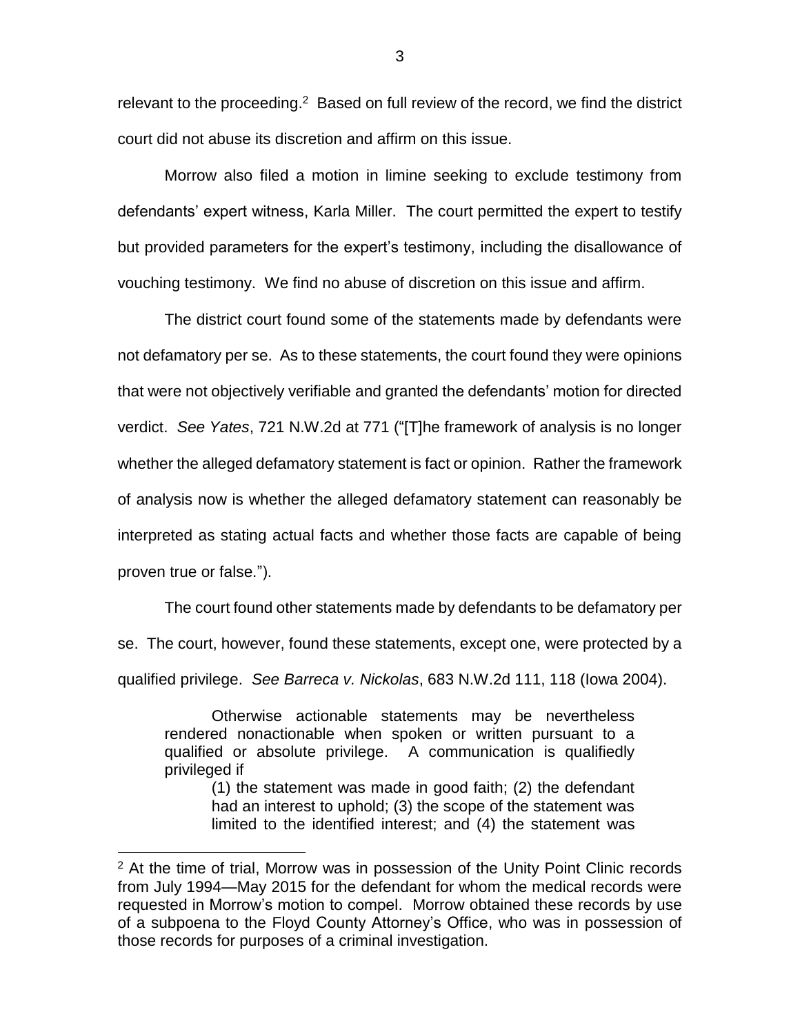relevant to the proceeding.[2] Based on full review of the record, we find the district court did not abuse its discretion and affirm on this issue.

Morrow also filed a motion in limine seeking to exclude testimony from defendants' expert witness, Karla Miller. The court permitted the expert to testify but provided parameters for the expert's testimony, including the disallowance of vouching testimony. We find no abuse of discretion on this issue and affirm.

The district court found some of the statements made by defendants were not defamatory per se. As to these statements, the court found they were opinions that were not objectively verifiable and granted the defendants' motion for directed verdict. *See Yates*, 721 N.W.2d at 771 ("[T]he framework of analysis is no longer whether the alleged defamatory statement is fact or opinion. Rather the framework of analysis now is whether the alleged defamatory statement can reasonably be interpreted as stating actual facts and whether those facts are capable of being proven true or false.").

The court found other statements made by defendants to be defamatory per se. The court, however, found these statements, except one, were protected by a qualified privilege. *See Barreca v. Nickolas*, 683 N.W.2d 111, 118 (Iowa 2004).

> Otherwise actionable statements may be nevertheless rendered nonactionable when spoken or written pursuant to a qualified or absolute privilege. A communication is qualifiedly privileged if
>
> > (1) the statement was made in good faith; (2) the defendant had an interest to uphold; (3) the scope of the statement was limited to the identified interest; and (4) the statement was

[2] At the time of trial, Morrow was in possession of the Unity Point Clinic records from July 1994—May 2015 for the defendant for whom the medical records were requested in Morrow's motion to compel. Morrow obtained these records by use of a subpoena to the Floyd County Attorney's Office, who was in possession of those records for purposes of a criminal investigation.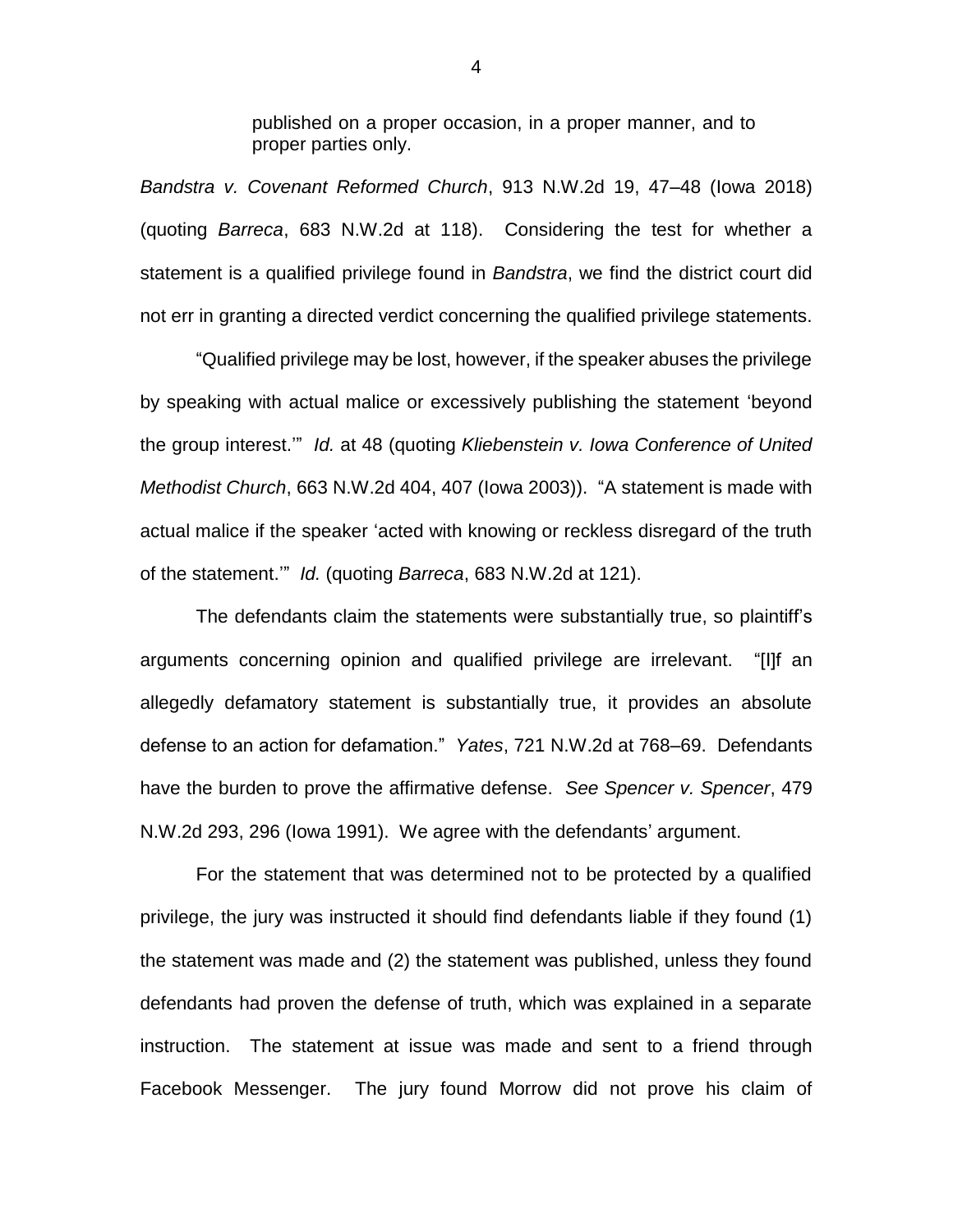> published on a proper occasion, in a proper manner, and to proper parties only.

*Bandstra v. Covenant Reformed Church*, 913 N.W.2d 19, 47–48 (Iowa 2018) (quoting *Barreca*, 683 N.W.2d at 118). Considering the test for whether a statement is a qualified privilege found in *Bandstra*, we find the district court did not err in granting a directed verdict concerning the qualified privilege statements.

"Qualified privilege may be lost, however, if the speaker abuses the privilege by speaking with actual malice or excessively publishing the statement 'beyond the group interest.'" *Id.* at 48 (quoting *Kliebenstein v. Iowa Conference of United Methodist Church*, 663 N.W.2d 404, 407 (Iowa 2003)). "A statement is made with actual malice if the speaker 'acted with knowing or reckless disregard of the truth of the statement.'" *Id.* (quoting *Barreca*, 683 N.W.2d at 121).

The defendants claim the statements were substantially true, so plaintiff's arguments concerning opinion and qualified privilege are irrelevant. "[I]f an allegedly defamatory statement is substantially true, it provides an absolute defense to an action for defamation." *Yates*, 721 N.W.2d at 768–69. Defendants have the burden to prove the affirmative defense. *See Spencer v. Spencer*, 479 N.W.2d 293, 296 (Iowa 1991). We agree with the defendants' argument.

For the statement that was determined not to be protected by a qualified privilege, the jury was instructed it should find defendants liable if they found (1) the statement was made and (2) the statement was published, unless they found defendants had proven the defense of truth, which was explained in a separate instruction. The statement at issue was made and sent to a friend through Facebook Messenger. The jury found Morrow did not prove his claim of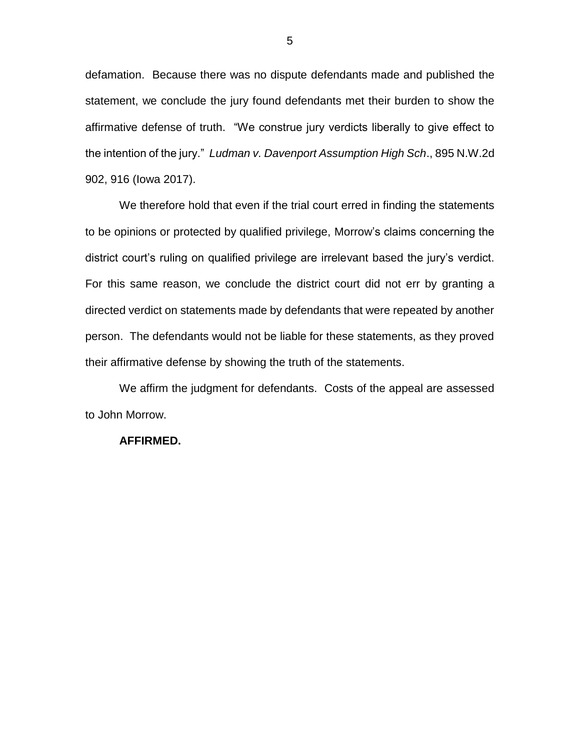defamation. Because there was no dispute defendants made and published the statement, we conclude the jury found defendants met their burden to show the affirmative defense of truth. "We construe jury verdicts liberally to give effect to the intention of the jury." *Ludman v. Davenport Assumption High Sch*., 895 N.W.2d 902, 916 (Iowa 2017).

We therefore hold that even if the trial court erred in finding the statements to be opinions or protected by qualified privilege, Morrow's claims concerning the district court's ruling on qualified privilege are irrelevant based the jury's verdict. For this same reason, we conclude the district court did not err by granting a directed verdict on statements made by defendants that were repeated by another person. The defendants would not be liable for these statements, as they proved their affirmative defense by showing the truth of the statements.

We affirm the judgment for defendants. Costs of the appeal are assessed to John Morrow.

**AFFIRMED.**